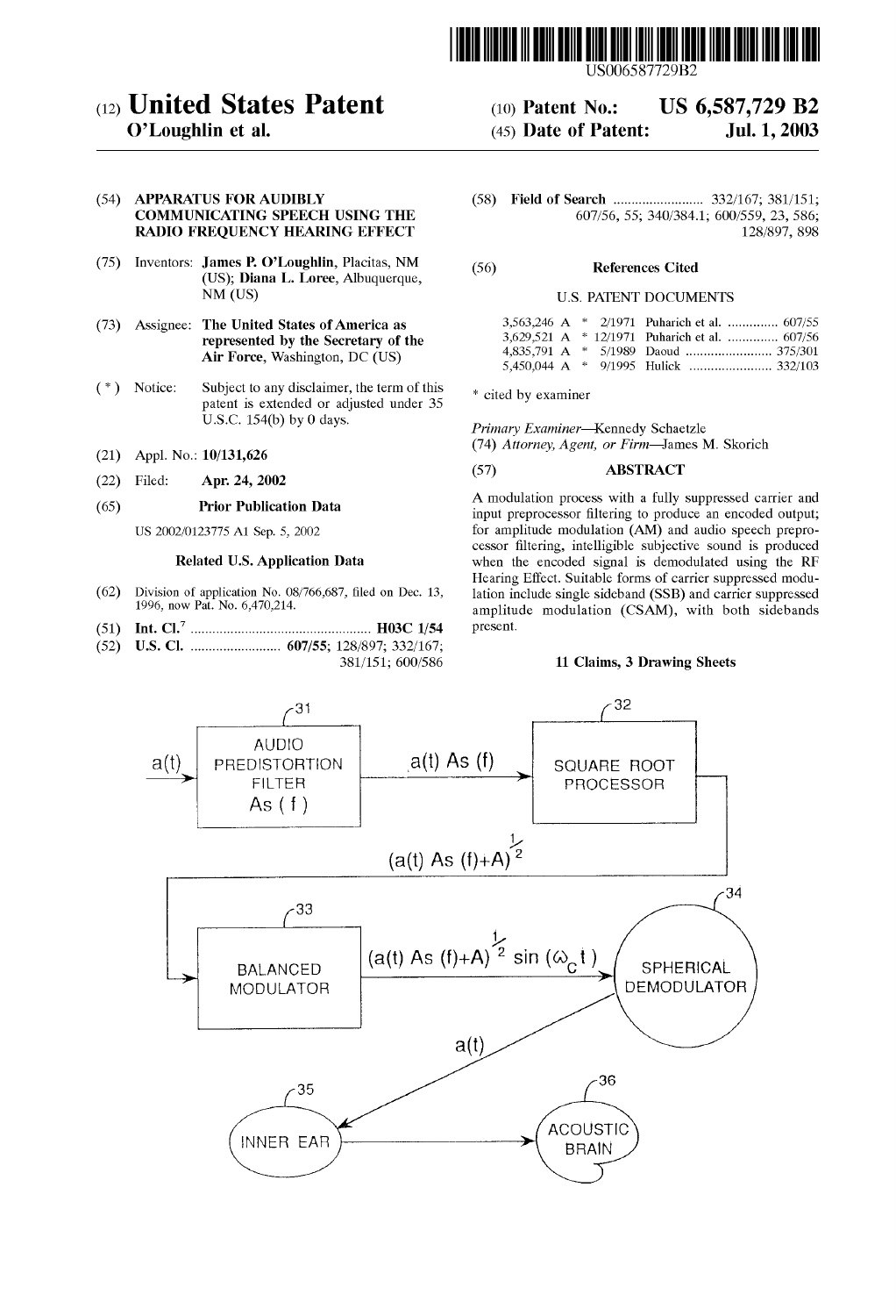US006587729B2

# (12) United States Patent
**O'Loughlin et al.**

(10) **Patent No.:** **US 6,587,729 B2**

(45) **Date of Patent:** **Jul. 1, 2003**

(54) **APPARATUS FOR AUDIBLY COMMUNICATING SPEECH USING THE RADIO FREQUENCY HEARING EFFECT**

(75) Inventors: **James P. O'Loughlin**, Placitas, NM (US); **Diana L. Loree**, Albuquerque, NM (US)

(73) Assignee: **The United States of America as represented by the Secretary of the Air Force**, Washington, DC (US)

( * ) Notice: Subject to any disclaimer, the term of this patent is extended or adjusted under 35 U.S.C. 154(b) by 0 days.

(21) Appl. No.: **10/131,626**

(22) Filed: **Apr. 24, 2002**

(65) **Prior Publication Data**

US 2002/0123775 A1 Sep. 5, 2002

**Related U.S. Application Data**

(62) Division of application No. 08/766,687, filed on Dec. 13, 1996, now Pat. No. 6,470,214.

(51) **Int. Cl.**[7] .................................................. **H03C 1/54**

(52) **U.S. Cl.** ......................... **607/55**; 128/897; 332/167; 381/151; 600/586

(58) **Field of Search** ......................... 332/167; 381/151; 607/56, 55; 340/384.1; 600/559, 23, 586; 128/897, 898

(56) **References Cited**

U.S. PATENT DOCUMENTS

| | | | | |
|---|---|---|---|---|
| 3,563,246 A | * | 2/1971 | Puharich et al. | 607/55 |
| 3,629,521 A | * | 12/1971 | Puharich et al. | 607/56 |
| 4,835,791 A | * | 5/1989 | Daoud | 375/301 |
| 5,450,044 A | * | 9/1995 | Hulick | 332/103 |

\* cited by examiner

*Primary Examiner*—Kennedy Schaetzle

(74) *Attorney, Agent, or Firm*—James M. Skorich

(57) **ABSTRACT**

A modulation process with a fully suppressed carrier and input preprocessor filtering to produce an encoded output; for amplitude modulation (AM) and audio speech preprocessor filtering, intelligible subjective sound is produced when the encoded signal is demodulated using the RF Hearing Effect. Suitable forms of carrier suppressed modulation include single sideband (SSB) and carrier suppressed amplitude modulation (CSAM), with both sidebands present.

**11 Claims, 3 Drawing Sheets**

31: AUDIO PREDISTORTION FILTER $As(f)$ — input $a(t)$, output $a(t)\,As(f)$

32: SQUARE ROOT PROCESSOR — output $(a(t)\,As(f)+A)^{\frac{1}{2}}$

33: BALANCED MODULATOR — output $(a(t)\,As(f)+A)^{\frac{1}{2}}\sin(\omega_c t)$

34: SPHERICAL DEMODULATOR — output $a(t)$

35: INNER EAR

36: ACOUSTIC BRAIN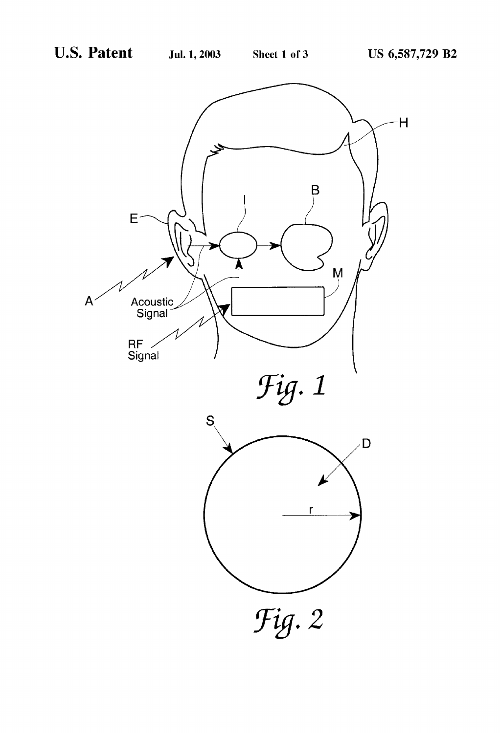Fig. 1

Fig. 2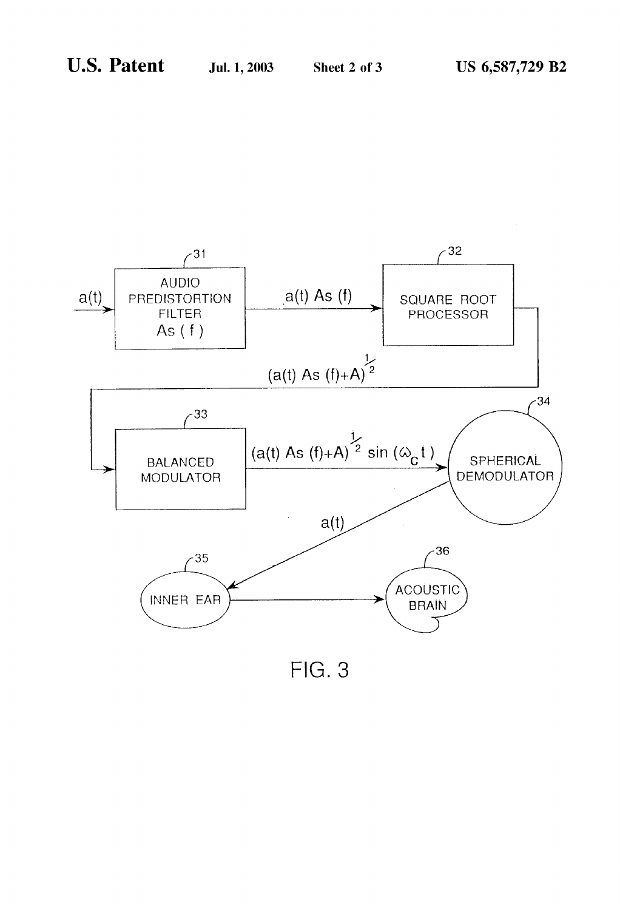a(t)

31 AUDIO PREDISTORTION FILTER $A_s(f)$

$a(t)\,A_s(f)$

32 SQUARE ROOT PROCESSOR

$(a(t)\,A_s(f)+A)^{\frac{1}{2}}$

33 BALANCED MODULATOR

$(a(t)\,A_s(f)+A)^{\frac{1}{2}}\sin(\omega_c t)$

34 SPHERICAL DEMODULATOR

a(t)

35 INNER EAR

36 ACOUSTIC BRAIN

FIG. 3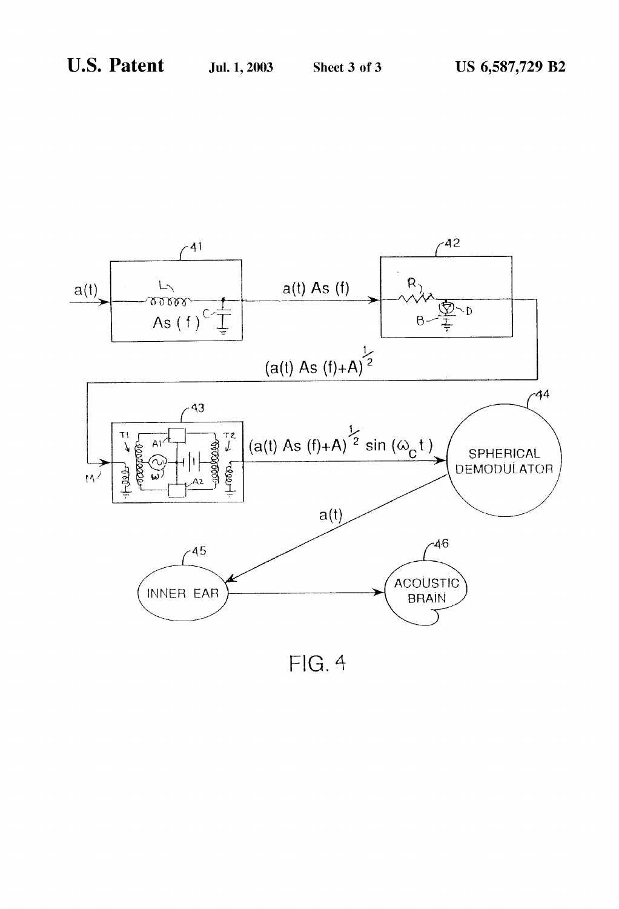FIG. 4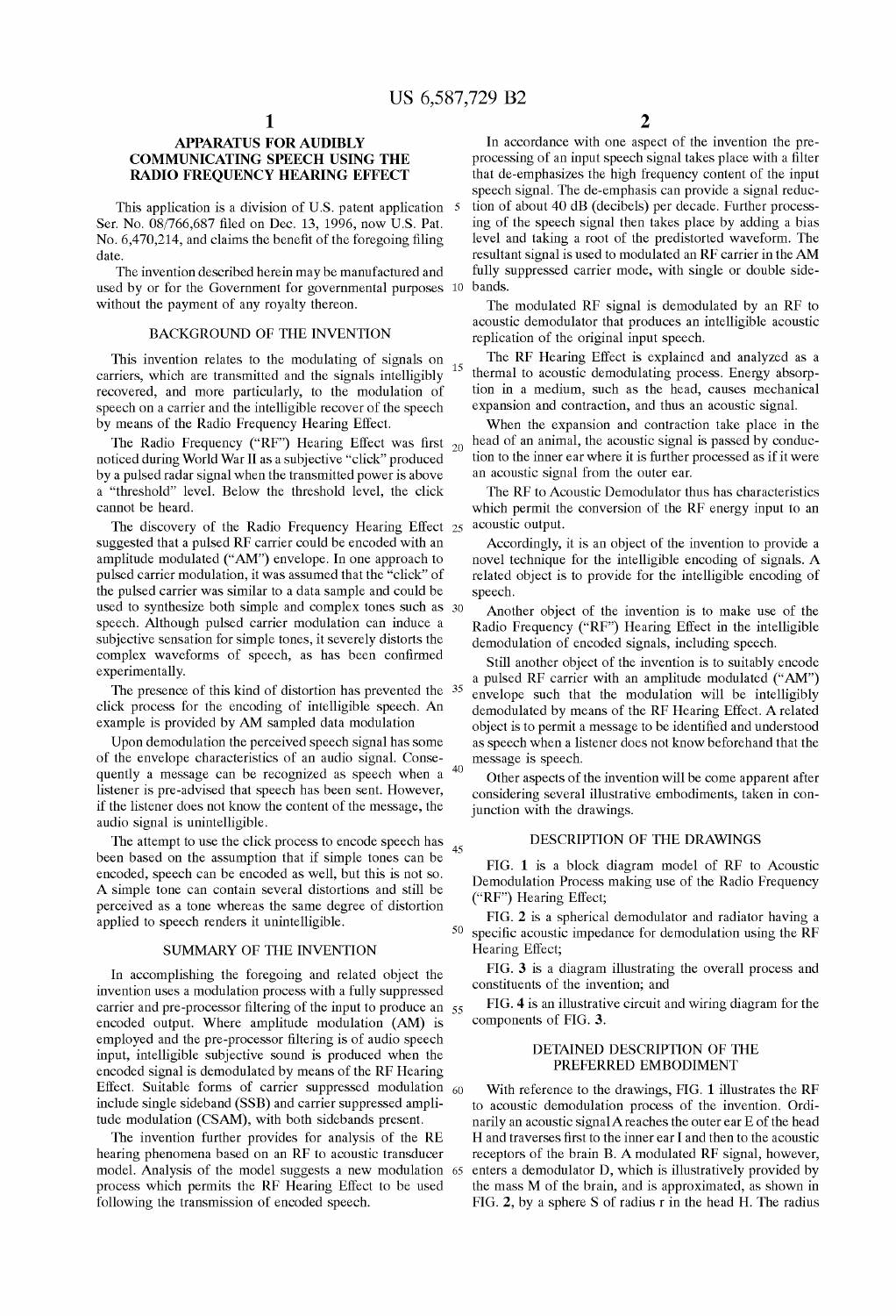# APPARATUS FOR AUDIBLY COMMUNICATING SPEECH USING THE RADIO FREQUENCY HEARING EFFECT

This application is a division of U.S. patent application Ser. No. 08/766,687 filed on Dec. 13, 1996, now U.S. Pat. No. 6,470,214, and claims the benefit of the foregoing filing date.

The invention described herein may be manufactured and used by or for the Government for governmental purposes without the payment of any royalty thereon.

## BACKGROUND OF THE INVENTION

This invention relates to the modulating of signals on carriers, which are transmitted and the signals intelligibly recovered, and more particularly, to the modulation of speech on a carrier and the intelligible recover of the speech by means of the Radio Frequency Hearing Effect.

The Radio Frequency ("RF") Hearing Effect was first noticed during World War II as a subjective "click" produced by a pulsed radar signal when the transmitted power is above a "threshold" level. Below the threshold level, the click cannot be heard.

The discovery of the Radio Frequency Hearing Effect suggested that a pulsed RF carrier could be encoded with an amplitude modulated ("AM") envelope. In one approach to pulsed carrier modulation, it was assumed that the "click" of the pulsed carrier was similar to a data sample and could be used to synthesize both simple and complex tones such as speech. Although pulsed carrier modulation can induce a subjective sensation for simple tones, it severely distorts the complex waveforms of speech, as has been confirmed experimentally.

The presence of this kind of distortion has prevented the click process for the encoding of intelligible speech. An example is provided by AM sampled data modulation

Upon demodulation the perceived speech signal has some of the envelope characteristics of an audio signal. Consequently a message can be recognized as speech when a listener is pre-advised that speech has been sent. However, if the listener does not know the content of the message, the audio signal is unintelligible.

The attempt to use the click process to encode speech has been based on the assumption that if simple tones can be encoded, speech can be encoded as well, but this is not so. A simple tone can contain several distortions and still be perceived as a tone whereas the same degree of distortion applied to speech renders it unintelligible.

## SUMMARY OF THE INVENTION

In accomplishing the foregoing and related object the invention uses a modulation process with a fully suppressed carrier and pre-processor filtering of the input to produce an encoded output. Where amplitude modulation (AM) is employed and the pre-processor filtering is of audio speech input, intelligible subjective sound is produced when the encoded signal is demodulated by means of the RF Hearing Effect. Suitable forms of carrier suppressed modulation include single sideband (SSB) and carrier suppressed amplitude modulation (CSAM), with both sidebands present.

The invention further provides for analysis of the RE hearing phenomena based on an RF to acoustic transducer model. Analysis of the model suggests a new modulation process which permits the RF Hearing Effect to be used following the transmission of encoded speech.

In accordance with one aspect of the invention the pre-processing of an input speech signal takes place with a filter that de-emphasizes the high frequency content of the input speech signal. The de-emphasis can provide a signal reduction of about 40 dB (decibels) per decade. Further processing of the speech signal then takes place by adding a bias level and taking a root of the predistorted waveform. The resultant signal is used to modulated an RF carrier in the AM fully suppressed carrier mode, with single or double sidebands.

The modulated RF signal is demodulated by an RF to acoustic demodulator that produces an intelligible acoustic replication of the original input speech.

The RF Hearing Effect is explained and analyzed as a thermal to acoustic demodulating process. Energy absorption in a medium, such as the head, causes mechanical expansion and contraction, and thus an acoustic signal.

When the expansion and contraction take place in the head of an animal, the acoustic signal is passed by conduction to the inner ear where it is further processed as if it were an acoustic signal from the outer ear.

The RF to Acoustic Demodulator thus has characteristics which permit the conversion of the RF energy input to an acoustic output.

Accordingly, it is an object of the invention to provide a novel technique for the intelligible encoding of signals. A related object is to provide for the intelligible encoding of speech.

Another object of the invention is to make use of the Radio Frequency ("RF") Hearing Effect in the intelligible demodulation of encoded signals, including speech.

Still another object of the invention is to suitably encode a pulsed RF carrier with an amplitude modulated ("AM") envelope such that the modulation will be intelligibly demodulated by means of the RF Hearing Effect. A related object is to permit a message to be identified and understood as speech when a listener does not know beforehand that the message is speech.

Other aspects of the invention will be come apparent after considering several illustrative embodiments, taken in conjunction with the drawings.

## DESCRIPTION OF THE DRAWINGS

FIG. **1** is a block diagram model of RF to Acoustic Demodulation Process making use of the Radio Frequency ("RF") Hearing Effect;

FIG. **2** is a spherical demodulator and radiator having a specific acoustic impedance for demodulation using the RF Hearing Effect;

FIG. **3** is a diagram illustrating the overall process and constituents of the invention; and

FIG. **4** is an illustrative circuit and wiring diagram for the components of FIG. **3**.

## DETAINED DESCRIPTION OF THE PREFERRED EMBODIMENT

With reference to the drawings, FIG. **1** illustrates the RF to acoustic demodulation process of the invention. Ordinarily an acoustic signal A reaches the outer ear E of the head H and traverses first to the inner ear I and then to the acoustic receptors of the brain B. A modulated RF signal, however, enters a demodulator D, which is illustratively provided by the mass M of the brain, and is approximated, as shown in FIG. **2**, by a sphere S of radius r in the head H. The radius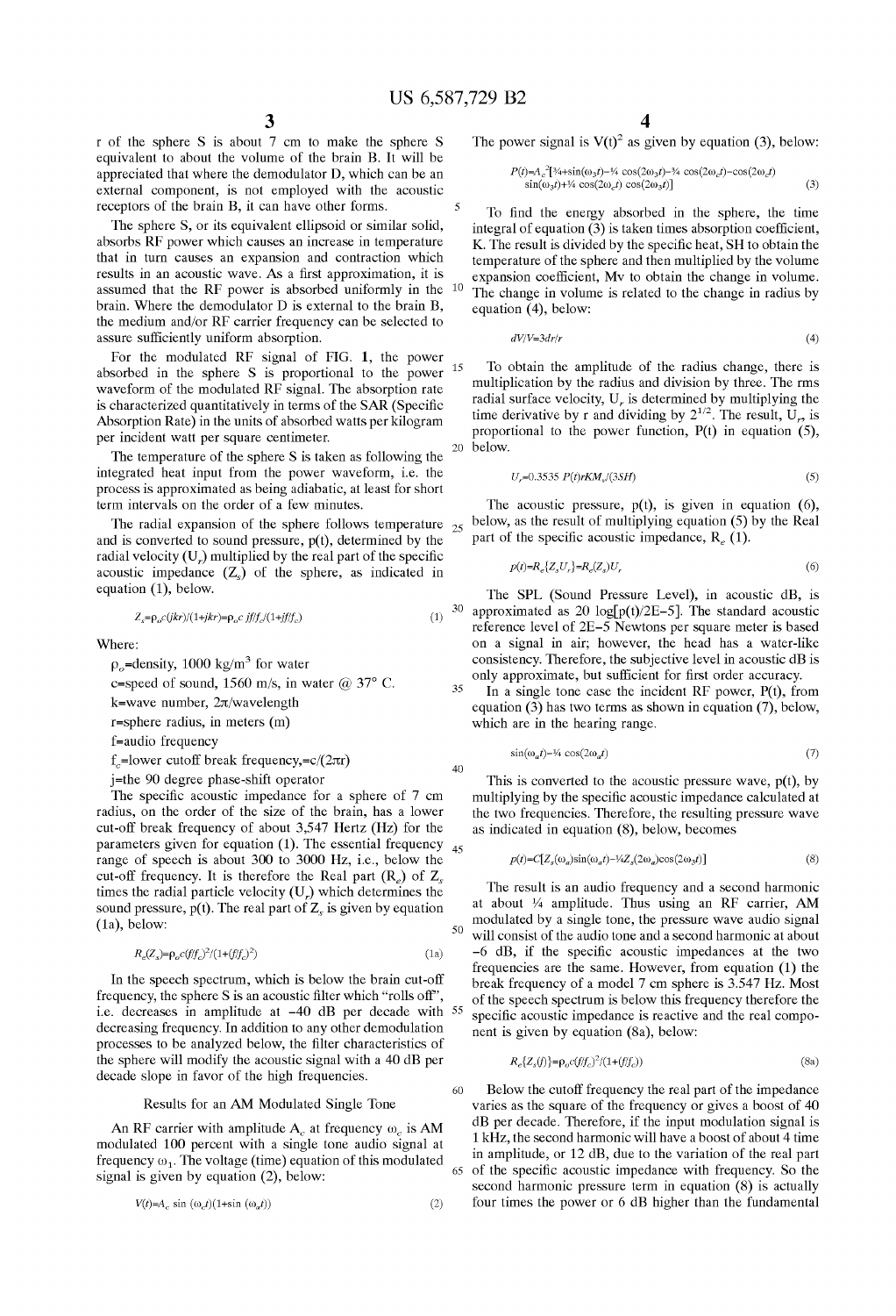r of the sphere S is about 7 cm to make the sphere S equivalent to about the volume of the brain B. It will be appreciated that where the demodulator D, which can be an external component, is not employed with the acoustic receptors of the brain B, it can have other forms.

The sphere S, or its equivalent ellipsoid or similar solid, absorbs RF power which causes an increase in temperature that in turn causes an expansion and contraction which results in an acoustic wave. As a first approximation, it is assumed that the RF power is absorbed uniformly in the brain. Where the demodulator D is external to the brain B, the medium and/or RF carrier frequency can be selected to assure sufficiently uniform absorption.

For the modulated RF signal of FIG. 1, the power absorbed in the sphere S is proportional to the power waveform of the modulated RF signal. The absorption rate is characterized quantitatively in terms of the SAR (Specific Absorption Rate) in the units of absorbed watts per kilogram per incident watt per square centimeter.

The temperature of the sphere S is taken as following the integrated heat input from the power waveform, i.e. the process is approximated as being adiabatic, at least for short term intervals on the order of a few minutes.

The radial expansion of the sphere follows temperature and is converted to sound pressure, p(t), determined by the radial velocity ($U_r$) multiplied by the real part of the specific acoustic impedance ($Z_s$) of the sphere, as indicated in equation (1), below.

$$Z_s=\rho_o c(jkr)/(1+jkr)=\rho_o c\, jf/f_c/(1+jf/f_c) \tag{1}$$

Where:

$\rho_o$=density, 1000 kg/m$^3$ for water

c=speed of sound, 1560 m/s, in water @ 37° C.

k=wave number, $2\pi$/wavelength

r=sphere radius, in meters (m)

f=audio frequency

$f_c$=lower cutoff break frequency,=$c/(2\pi r)$

j=the 90 degree phase-shift operator

The specific acoustic impedance for a sphere of 7 cm radius, on the order of the size of the brain, has a lower cut-off break frequency of about 3,547 Hertz (Hz) for the parameters given for equation (1). The essential frequency range of speech is about 300 to 3000 Hz, i.e., below the cut-off frequency. It is therefore the Real part ($R_e$) of $Z_s$ times the radial particle velocity ($U_r$) which determines the sound pressure, p(t). The real part of $Z_s$ is given by equation (1a), below:

$$R_e(Z_s)=\rho_o c(f/f_c)^2/(1+(f/f_c)^2) \tag{1a}$$

In the speech spectrum, which is below the brain cut-off frequency, the sphere S is an acoustic filter which "rolls off", i.e. decreases in amplitude at −40 dB per decade with decreasing frequency. In addition to any other demodulation processes to be analyzed below, the filter characteristics of the sphere will modify the acoustic signal with a 40 dB per decade slope in favor of the high frequencies.

## Results for an AM Modulated Single Tone

An RF carrier with amplitude $A_c$ at frequency $\omega_c$ is AM modulated 100 percent with a single tone audio signal at frequency $\omega_1$. The voltage (time) equation of this modulated signal is given by equation (2), below:

$$V(t)=A_c \sin(\omega_c t)(1+\sin(\omega_a t)) \tag{2}$$

The power signal is $V(t)^2$ as given by equation (3), below:

$$P(t)=A_c^2[3/4+\sin(\omega_3 t)-1/4\cos(2\omega_3 t)-3/4\cos(2\omega_c t)-\cos(2\omega_c t)\sin(\omega_3 t)+1/4\cos(2\omega_c t)\cos(2\omega_3 t)] \tag{3}$$

To find the energy absorbed in the sphere, the time integral of equation (3) is taken times absorption coefficient, K. The result is divided by the specific heat, SH to obtain the temperature of the sphere and then multiplied by the volume expansion coefficient, Mv to obtain the change in volume. The change in volume is related to the change in radius by equation (4), below:

$$dV/V=3dr/r \tag{4}$$

To obtain the amplitude of the radius change, there is multiplication by the radius and division by three. The rms radial surface velocity, $U_r$ is determined by multiplying the time derivative by r and dividing by $2^{1/2}$. The result, $U_r$, is proportional to the power function, P(t) in equation (5), below.

$$U_r=0.3535\, P(t)rKM_v/(3SH) \tag{5}$$

The acoustic pressure, p(t), is given in equation (6), below, as the result of multiplying equation (5) by the Real part of the specific acoustic impedance, $R_e$ (1).

$$p(t)=R_e\{Z_s U_r\}=R_e(Z_s)U_r \tag{6}$$

The SPL (Sound Pressure Level), in acoustic dB, is approximated as 20 log[p(t)/2E−5]. The standard acoustic reference level of 2E−5 Newtons per square meter is based on a signal in air; however, the head has a water-like consistency. Therefore, the subjective level in acoustic dB is only approximate, but sufficient for first order accuracy.

In a single tone case the incident RF power, P(t), from equation (3) has two terms as shown in equation (7), below, which are in the hearing range.

$$\sin(\omega_a t)-1/4\cos(2\omega_a t) \tag{7}$$

This is converted to the acoustic pressure wave, p(t), by multiplying by the specific acoustic impedance calculated at the two frequencies. Therefore, the resulting pressure wave as indicated in equation (8), below, becomes

$$p(t)=C[Z_s(\omega_a)\sin(\omega_a t)-1/4 Z_s(2\omega_a)\cos(2\omega_3 t)] \tag{8}$$

The result is an audio frequency and a second harmonic at about 1/4 amplitude. Thus using an RF carrier, AM modulated by a single tone, the pressure wave audio signal will consist of the audio tone and a second harmonic at about −6 dB, if the specific acoustic impedances at the two frequencies are the same. However, from equation (1) the break frequency of a model 7 cm sphere is 3.547 Hz. Most of the speech spectrum is below this frequency therefore the specific acoustic impedance is reactive and the real component is given by equation (8a), below:

$$R_e\{Z_s(f)\}=\rho_o c(f/f_c)^2/(1+(f/f_c)) \tag{8a}$$

Below the cutoff frequency the real part of the impedance varies as the square of the frequency or gives a boost of 40 dB per decade. Therefore, if the input modulation signal is 1 kHz, the second harmonic will have a boost of about 4 time in amplitude, or 12 dB, due to the variation of the real part of the specific acoustic impedance with frequency. So the second harmonic pressure term in equation (8) is actually four times the power or 6 dB higher than the fundamental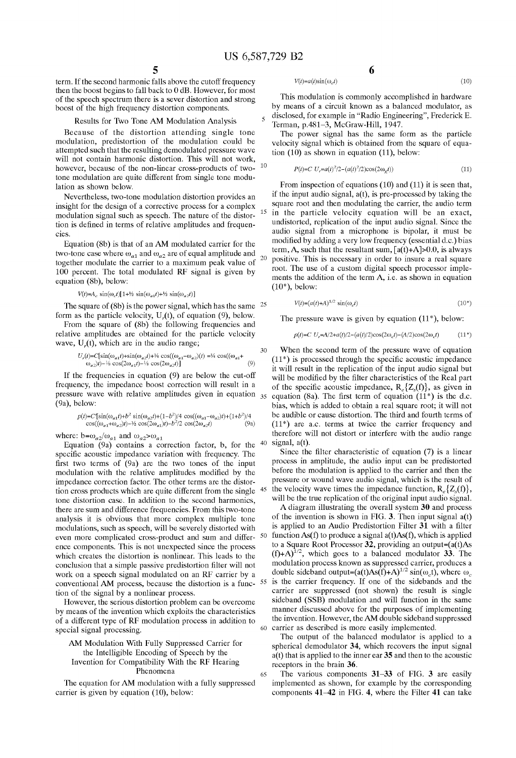term. If the second harmonic falls above the cutoff frequency then the boost begins to fall back to 0 dB. However, for most of the speech spectrum there is a sever distortion and strong boost of the high frequency distortion components.

### Results for Two Tone AM Modulation Analysis

Because of the distortion attending single tone modulation, predistortion of the modulation could be attempted such that the resulting demodulated pressure wave will not contain harmonic distortion. This will not work, however, because of the non-linear cross-products of two-tone modulation are quite different from single tone modulation as shown below.

Nevertheless, two-tone modulation distortion provides an insight for the design of a corrective process for a complex modulation signal such as speech. The nature of the distortion is defined in terms of relative amplitudes and frequencies.

Equation (8b) is that of an AM modulated carrier for the two-tone case where $\omega_{a1}$ and $\omega_{a2}$ are of equal amplitude and together modulate the carrier to a maximum peak value of 100 percent. The total modulated RF signal is given by equation (8b), below:

$$V(t)=A_c \sin(\omega_c t)[1+\tfrac{1}{2}\sin(\omega_{a1}t)+\tfrac{1}{2}\sin(\omega_{a2}t)]$$

The square of (8b) is the power signal, which has the same form as the particle velocity, $U_r(t)$, of equation (9), below.

From the square of (8b) the following frequencies and relative amplitudes are obtained for the particle velocity wave, $U_r(t)$, which are in the audio range;

$$U_r(t)=C[\sin(\omega_{a1}t)+\sin(\omega_{a2}t)+\tfrac{1}{4}\cos((\omega_{a1}-\omega_{a2})t)=\tfrac{1}{4}\cos((\omega_{a1}+\omega_{a2})t)-\tfrac{1}{8}\cos(2\omega_{a1}t)-\tfrac{1}{8}\cos(2\omega_{a2}t)] \tag{9}$$

If the frequencies in equation (9) are below the cut-off frequency, the impedance boost correction will result in a pressure wave with relative amplitudes given in equation (9a), below:

$$p(t)=C'[\sin(\omega_{a1}t)+b^2\sin(\omega_{a2}t)+(1-b^2)/4\cos((\omega_{a1}-\omega_{a2})t)+(1+b^2)/4\cos((\omega_{a1}+\omega_{a2})t)-\tfrac{1}{2}\cos(2\omega_{a1}t)-b^2/2\cos(2\omega_{a2}t)] \tag{9a}$$

where: $b=\omega_{a2}/\omega_{a1}$ and $\omega_{a2}>\omega_{a1}$

Equation (9a) contains a correction factor, b, for the specific acoustic impedance variation with frequency. The first two terms of (9a) are the two tones of the input modulation with the relative amplitudes modified by the impedance correction factor. The other terms are the distortion cross products which are quite different from the single tone distortion case. In addition to the second harmonics, there are sum and difference frequencies. From this two-tone analysis it is obvious that more complex multiple tone modulations, such as speech, will be severely distorted with even more complicated cross-product and sum and difference components. This is not unexpected since the process which creates the distortion is nonlinear. This leads to the conclusion that a simple passive predistortion filter will not work on a speech signal modulated on an RF carrier by a conventional AM process, because the distortion is a function of the signal by a nonlinear process.

However, the serious distortion problem can be overcome by means of the invention which exploits the characteristics of a different type of RF modulation process in addition to special signal processing.

### AM Modulation With Fully Suppressed Carrier for the Intelligible Encoding of Speech by the Invention for Compatibility With the RF Hearing Phenomena

The equation for AM modulation with a fully suppressed carrier is given by equation (10), below:

$$V(t)=a(t)\sin(\omega_c t) \tag{10}$$

This modulation is commonly accomplished in hardware by means of a circuit known as a balanced modulator, as disclosed, for example in "Radio Engineering", Frederick E. Terman, p.481–3, McGraw-Hill, 1947.

The power signal has the same form as the particle velocity signal which is obtained from the square of equation (10) as shown in equation (11), below:

$$P(t)=C\,U_r=a(t)^2/2-(a(t)^2/2)\cos(2\omega_x t)) \tag{11}$$

From inspection of equations (10) and (11) it is seen that, if the input audio signal, a(t), is pre-processed by taking the square root and then modulating the carrier, the audio term in the particle velocity equation will be an exact, undistorted, replication of the input audio signal. Since the audio signal from a microphone is bipolar, it must be modified by adding a very low frequency (essential d.c.) bias term, A, such that the resultant sum, $[a(t)+A]>0.0$, is always positive. This is necessary in order to insure a real square root. The use of a custom digital speech processor implements the addition of the term A, i.e. as shown in equation (10*), below:

$$V(t)=(a(t)+A)^{1/2}\sin(\omega_c t) \tag{10*}$$

The pressure wave is given by equation (11*), below:

$$p(t)=C\,U_r=A/2+a(t)/2-(a(t)/2)\cos(2\omega_c t)-(A/2)\cos(2\omega_c t) \tag{11*}$$

When the second term of the pressure wave of equation (11*) is processed through the specific acoustic impedance it will result in the replication of the input audio signal but will be modified by the filter characteristics of the Real part of the specific acoustic impedance, $R_e\{Z_s(f)\}$, as given in equation (8a). The first term of equation (11*) is the d.c. bias, which is added to obtain a real square root; it will not be audible or cause distortion. The third and fourth terms of (11*) are a.c. terms at twice the carrier frequency and therefore will not distort or interfere with the audio range signal, a(t).

Since the filter characteristic of equation (7) is a linear process in amplitude, the audio input can be predistorted before the modulation is applied to the carrier and then the pressure or wound wave audio signal, which is the result of the velocity wave times the impedance function, $R_e\{Z_s(f)\}$, will be the true replication of the original input audio signal.

A diagram illustrating the overall system **30** and process of the invention is shown in FIG. **3**. Then input signal a(t) is applied to an Audio Predistortion Filter **31** with a filter function As(f) to produce a signal a(t)As(f), which is applied to a Square Root Processor **32**, providing an output=$(a(t)As(f)+A)^{1/2}$, which goes to a balanced modulator **33**. The modulation process known as suppressed carrier, produces a double sideband output=$(a(t)As(f)+A)^{1/2}\sin(\omega_c t)$, where $\omega_c$ is the carrier frequency. If one of the sidebands and the carrier are suppressed (not shown) the result is single sideband (SSB) modulation and will function in the same manner discussed above for the purposes of implementing the invention. However, the AM double sideband suppressed carrier as described is more easily implemented.

The output of the balanced modulator is applied to a spherical demodulator **34**, which recovers the input signal a(t) that is applied to the inner ear **35** and then to the acoustic receptors in the brain **36**.

The various components **31**–**33** of FIG. **3** are easily implemented as shown, for example by the corresponding components **41**–**42** in FIG. **4**, where the Filter **41** can take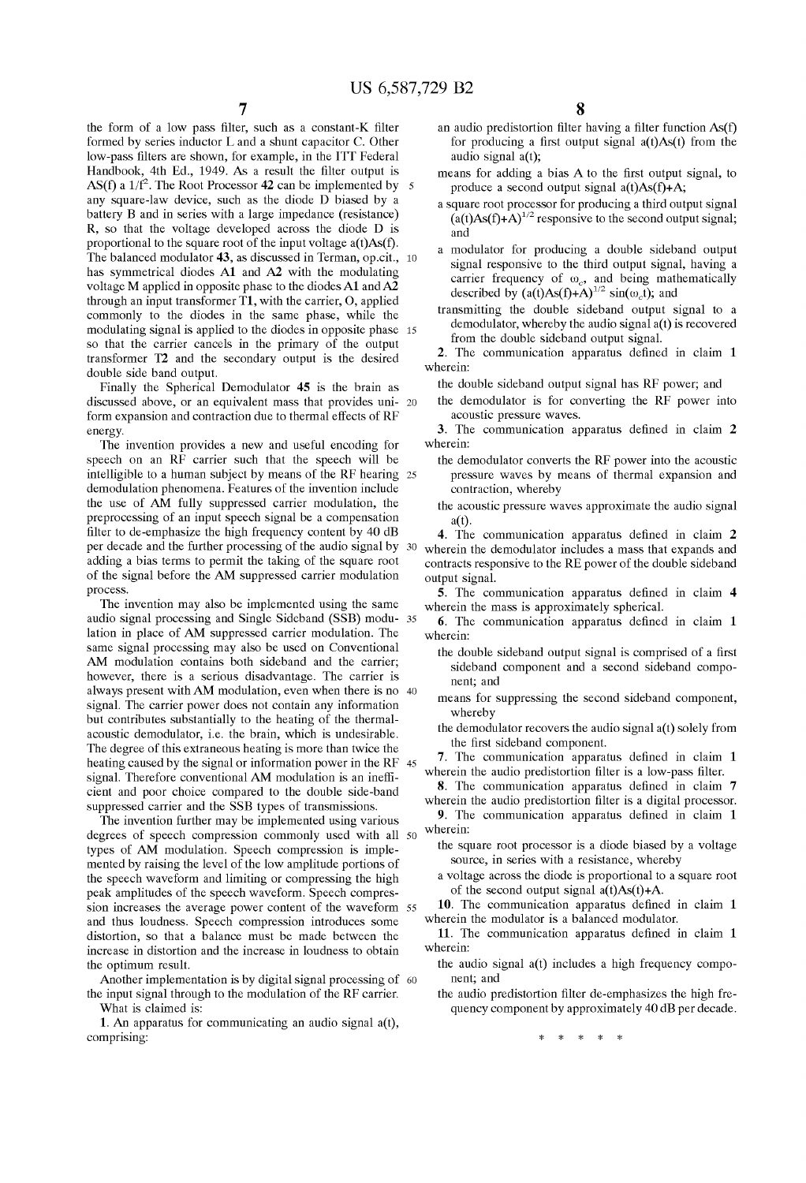the form of a low pass filter, such as a constant-K filter formed by series inductor L and a shunt capacitor C. Other low-pass filters are shown, for example, in the ITT Federal Handbook, 4th Ed., 1949. As a result the filter output is AS(f) a $1/f^2$. The Root Processor **42** can be implemented by any square-law device, such as the diode D biased by a battery B and in series with a large impedance (resistance) R, so that the voltage developed across the diode D is proportional to the square root of the input voltage a(t)As(f). The balanced modulator **43**, as discussed in Terman, op.cit., has symmetrical diodes A1 and A2 with the modulating voltage M applied in opposite phase to the diodes A1 and A2 through an input transformer T1, with the carrier, O, applied commonly to the diodes in the same phase, while the modulating signal is applied to the diodes in opposite phase so that the carrier cancels in the primary of the output transformer T2 and the secondary output is the desired double side band output.

Finally the Spherical Demodulator **45** is the brain as discussed above, or an equivalent mass that provides uniform expansion and contraction due to thermal effects of RF energy.

The invention provides a new and useful encoding for speech on an RF carrier such that the speech will be intelligible to a human subject by means of the RF hearing demodulation phenomena. Features of the invention include the use of AM fully suppressed carrier modulation, the preprocessing of an input speech signal be a compensation filter to de-emphasize the high frequency content by 40 dB per decade and the further processing of the audio signal by adding a bias terms to permit the taking of the square root of the signal before the AM suppressed carrier modulation process.

The invention may also be implemented using the same audio signal processing and Single Sideband (SSB) modulation in place of AM suppressed carrier modulation. The same signal processing may also be used on Conventional AM modulation contains both sideband and the carrier; however, there is a serious disadvantage. The carrier is always present with AM modulation, even when there is no signal. The carrier power does not contain any information but contributes substantially to the heating of the thermal-acoustic demodulator, i.e. the brain, which is undesirable. The degree of this extraneous heating is more than twice the heating caused by the signal or information power in the RF signal. Therefore conventional AM modulation is an inefficient and poor choice compared to the double side-band suppressed carrier and the SSB types of transmissions.

The invention further may be implemented using various degrees of speech compression commonly used with all types of AM modulation. Speech compression is implemented by raising the level of the low amplitude portions of the speech waveform and limiting or compressing the high peak amplitudes of the speech waveform. Speech compression increases the average power content of the waveform and thus loudness. Speech compression introduces some distortion, so that a balance must be made between the increase in distortion and the increase in loudness to obtain the optimum result.

Another implementation is by digital signal processing of the input signal through to the modulation of the RF carrier.

What is claimed is:

**1**. An apparatus for communicating an audio signal a(t), comprising:

an audio predistortion filter having a filter function As(f) for producing a first output signal a(t)As(t) from the audio signal a(t);

means for adding a bias A to the first output signal, to produce a second output signal a(t)As(f)+A;

a square root processor for producing a third output signal $(a(t)As(f)+A)^{1/2}$ responsive to the second output signal; and

a modulator for producing a double sideband output signal responsive to the third output signal, having a carrier frequency of $\omega_c$, and being mathematically described by $(a(t)As(f)+A)^{1/2}\sin(\omega_c t)$; and

transmitting the double sideband output signal to a demodulator, whereby the audio signal a(t) is recovered from the double sideband output signal.

**2**. The communication apparatus defined in claim **1** wherein:

the double sideband output signal has RF power; and

the demodulator is for converting the RF power into acoustic pressure waves.

**3**. The communication apparatus defined in claim **2** wherein:

the demodulator converts the RF power into the acoustic pressure waves by means of thermal expansion and contraction, whereby

the acoustic pressure waves approximate the audio signal a(t).

**4**. The communication apparatus defined in claim **2** wherein the demodulator includes a mass that expands and contracts responsive to the RE power of the double sideband output signal.

**5**. The communication apparatus defined in claim **4** wherein the mass is approximately spherical.

**6**. The communication apparatus defined in claim **1** wherein:

the double sideband output signal is comprised of a first sideband component and a second sideband component; and

means for suppressing the second sideband component, whereby

the demodulator recovers the audio signal a(t) solely from the first sideband component.

**7**. The communication apparatus defined in claim **1** wherein the audio predistortion filter is a low-pass filter.

**8**. The communication apparatus defined in claim **7** wherein the audio predistortion filter is a digital processor.

**9**. The communication apparatus defined in claim **1** wherein:

the square root processor is a diode biased by a voltage source, in series with a resistance, whereby

a voltage across the diode is proportional to a square root of the second output signal a(t)As(t)+A.

**10**. The communication apparatus defined in claim **1** wherein the modulator is a balanced modulator.

**11**. The communication apparatus defined in claim **1** wherein:

the audio signal a(t) includes a high frequency component; and

the audio predistortion filter de-emphasizes the high frequency component by approximately 40 dB per decade.

* * * * *